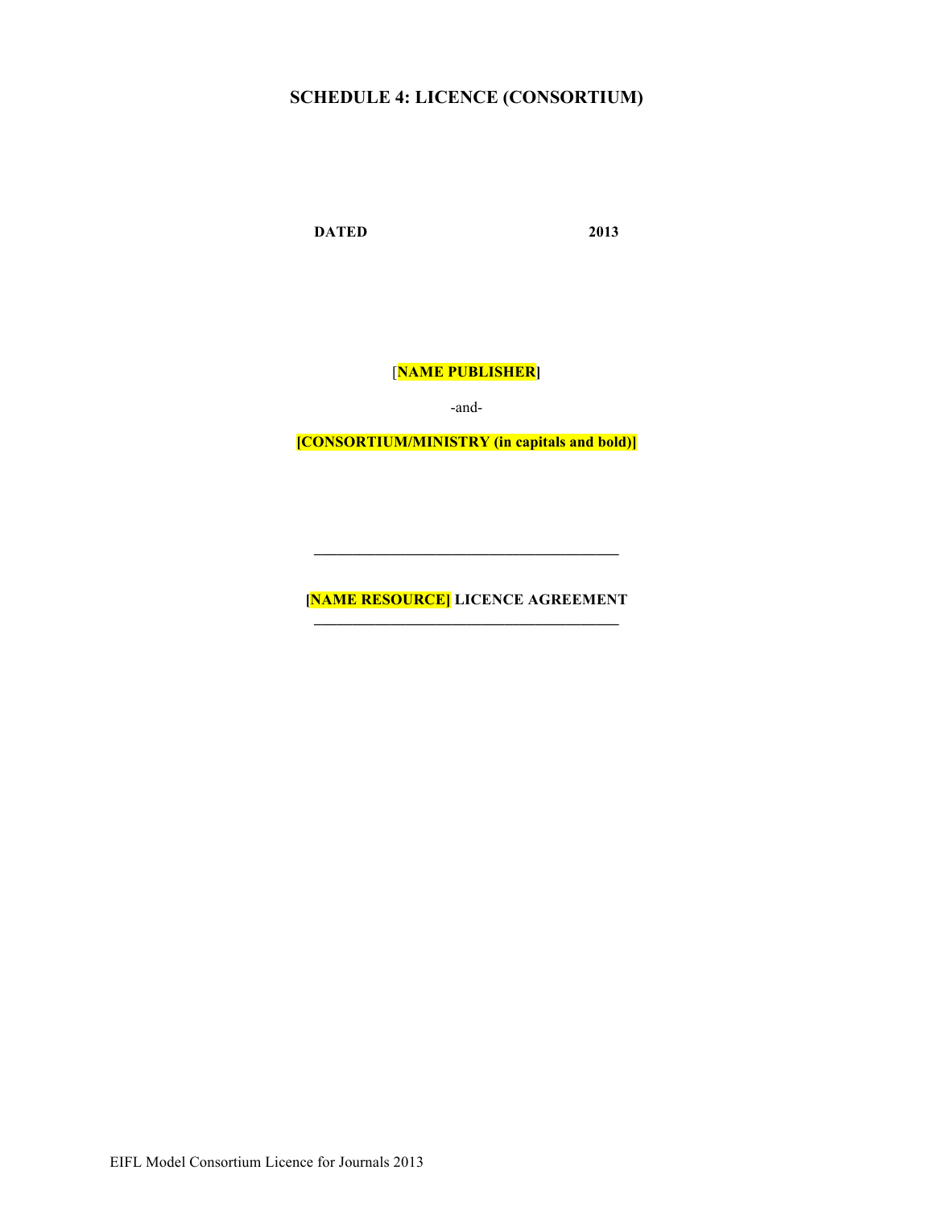## SCHEDULE 4: LICENCE (CONSORTIUM)

**DATED 2013**

[**NAME PUBLISHER]**

-and-

**[CONSORTIUM/MINISTRY (in capitals and bold)]**

---

**[NAME RESOURCE] LICENCE AGREEMENT**

---

EIFL Model Consortium Licence for Journals 2013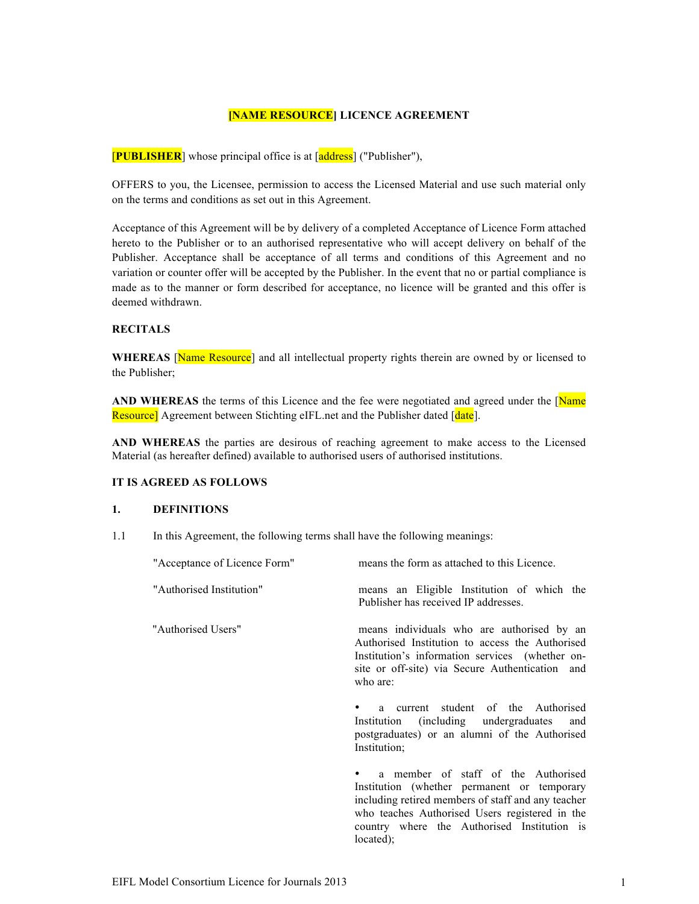**[NAME RESOURCE] LICENCE AGREEMENT**

[**PUBLISHER**] whose principal office is at [address] ("Publisher"),

OFFERS to you, the Licensee, permission to access the Licensed Material and use such material only on the terms and conditions as set out in this Agreement.

Acceptance of this Agreement will be by delivery of a completed Acceptance of Licence Form attached hereto to the Publisher or to an authorised representative who will accept delivery on behalf of the Publisher. Acceptance shall be acceptance of all terms and conditions of this Agreement and no variation or counter offer will be accepted by the Publisher. In the event that no or partial compliance is made as to the manner or form described for acceptance, no licence will be granted and this offer is deemed withdrawn.

**RECITALS**

**WHEREAS** [Name Resource] and all intellectual property rights therein are owned by or licensed to the Publisher;

**AND WHEREAS** the terms of this Licence and the fee were negotiated and agreed under the [Name Resource] Agreement between Stichting eIFL.net and the Publisher dated [date].

**AND WHEREAS** the parties are desirous of reaching agreement to make access to the Licensed Material (as hereafter defined) available to authorised users of authorised institutions.

**IT IS AGREED AS FOLLOWS**

**1. DEFINITIONS**

1.1 In this Agreement, the following terms shall have the following meanings:

"Acceptance of Licence Form" means the form as attached to this Licence.

"Authorised Institution" means an Eligible Institution of which the Publisher has received IP addresses.

"Authorised Users" means individuals who are authorised by an Authorised Institution to access the Authorised Institution's information services (whether on-site or off-site) via Secure Authentication and who are:

- a current student of the Authorised Institution (including undergraduates and postgraduates) or an alumni of the Authorised Institution;

- a member of staff of the Authorised Institution (whether permanent or temporary including retired members of staff and any teacher who teaches Authorised Users registered in the country where the Authorised Institution is located);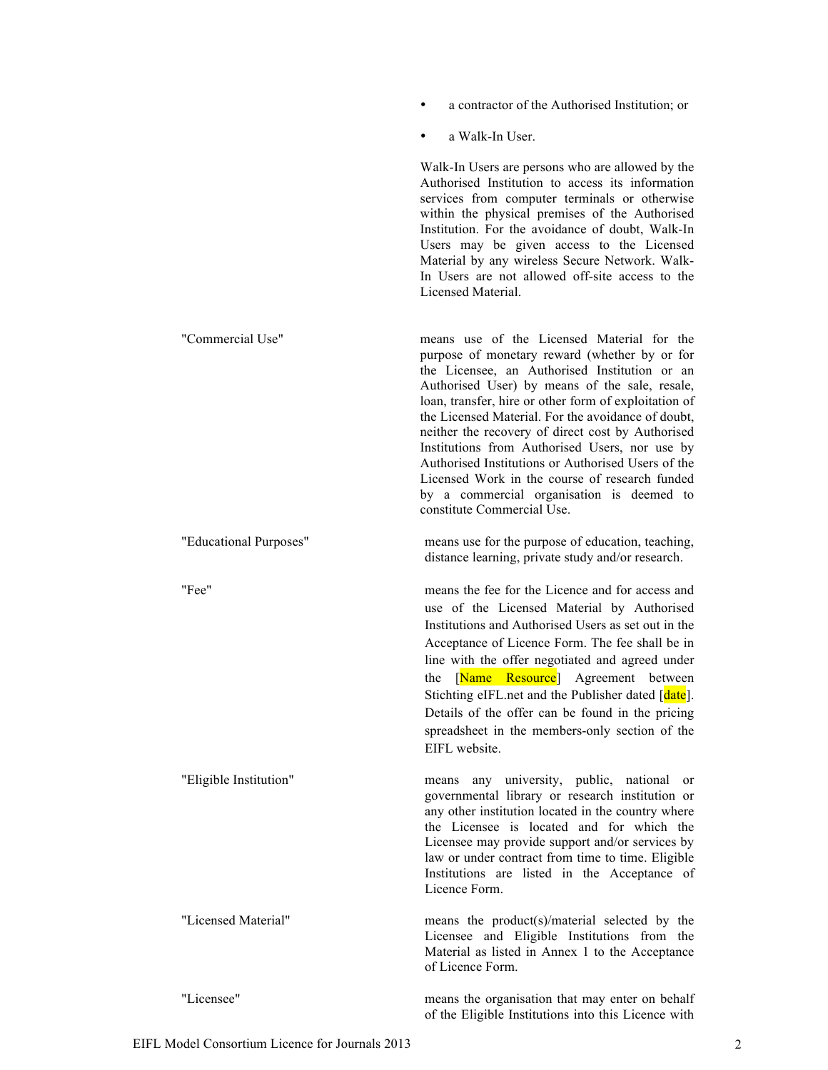- a contractor of the Authorised Institution; or
- a Walk-In User.

Walk-In Users are persons who are allowed by the Authorised Institution to access its information services from computer terminals or otherwise within the physical premises of the Authorised Institution. For the avoidance of doubt, Walk-In Users may be given access to the Licensed Material by any wireless Secure Network. Walk-In Users are not allowed off-site access to the Licensed Material.

"Commercial Use" means use of the Licensed Material for the purpose of monetary reward (whether by or for the Licensee, an Authorised Institution or an Authorised User) by means of the sale, resale, loan, transfer, hire or other form of exploitation of the Licensed Material. For the avoidance of doubt, neither the recovery of direct cost by Authorised Institutions from Authorised Users, nor use by Authorised Institutions or Authorised Users of the Licensed Work in the course of research funded by a commercial organisation is deemed to constitute Commercial Use.

"Educational Purposes" means use for the purpose of education, teaching, distance learning, private study and/or research.

"Fee" means the fee for the Licence and for access and use of the Licensed Material by Authorised Institutions and Authorised Users as set out in the Acceptance of Licence Form. The fee shall be in line with the offer negotiated and agreed under the [Name Resource] Agreement between Stichting eIFL.net and the Publisher dated [date]. Details of the offer can be found in the pricing spreadsheet in the members-only section of the EIFL website.

"Eligible Institution" means any university, public, national or governmental library or research institution or any other institution located in the country where the Licensee is located and for which the Licensee may provide support and/or services by law or under contract from time to time. Eligible Institutions are listed in the Acceptance of Licence Form.

"Licensed Material" means the product(s)/material selected by the Licensee and Eligible Institutions from the Material as listed in Annex 1 to the Acceptance of Licence Form.

"Licensee" means the organisation that may enter on behalf of the Eligible Institutions into this Licence with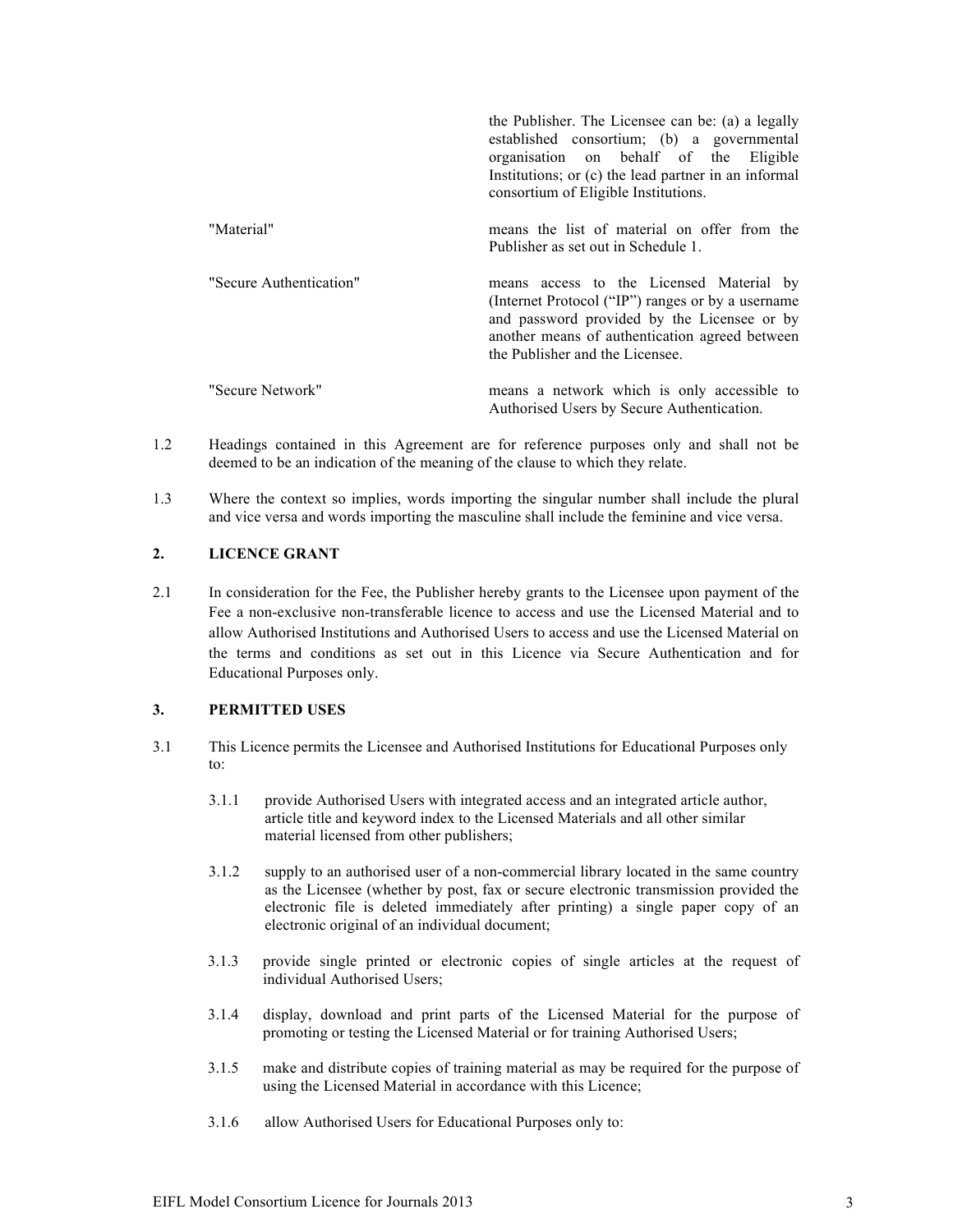| | |
|---|---|
| | the Publisher. The Licensee can be: (a) a legally established consortium; (b) a governmental organisation on behalf of the Eligible Institutions; or (c) the lead partner in an informal consortium of Eligible Institutions. |
| "Material" | means the list of material on offer from the Publisher as set out in Schedule 1. |
| "Secure Authentication" | means access to the Licensed Material by (Internet Protocol ("IP") ranges or by a username and password provided by the Licensee or by another means of authentication agreed between the Publisher and the Licensee. |
| "Secure Network" | means a network which is only accessible to Authorised Users by Secure Authentication. |

1.2 Headings contained in this Agreement are for reference purposes only and shall not be deemed to be an indication of the meaning of the clause to which they relate.

1.3 Where the context so implies, words importing the singular number shall include the plural and vice versa and words importing the masculine shall include the feminine and vice versa.

## 2. LICENCE GRANT

2.1 In consideration for the Fee, the Publisher hereby grants to the Licensee upon payment of the Fee a non-exclusive non-transferable licence to access and use the Licensed Material and to allow Authorised Institutions and Authorised Users to access and use the Licensed Material on the terms and conditions as set out in this Licence via Secure Authentication and for Educational Purposes only.

## 3. PERMITTED USES

3.1 This Licence permits the Licensee and Authorised Institutions for Educational Purposes only to:

3.1.1 provide Authorised Users with integrated access and an integrated article author, article title and keyword index to the Licensed Materials and all other similar material licensed from other publishers;

3.1.2 supply to an authorised user of a non-commercial library located in the same country as the Licensee (whether by post, fax or secure electronic transmission provided the electronic file is deleted immediately after printing) a single paper copy of an electronic original of an individual document;

3.1.3 provide single printed or electronic copies of single articles at the request of individual Authorised Users;

3.1.4 display, download and print parts of the Licensed Material for the purpose of promoting or testing the Licensed Material or for training Authorised Users;

3.1.5 make and distribute copies of training material as may be required for the purpose of using the Licensed Material in accordance with this Licence;

3.1.6 allow Authorised Users for Educational Purposes only to: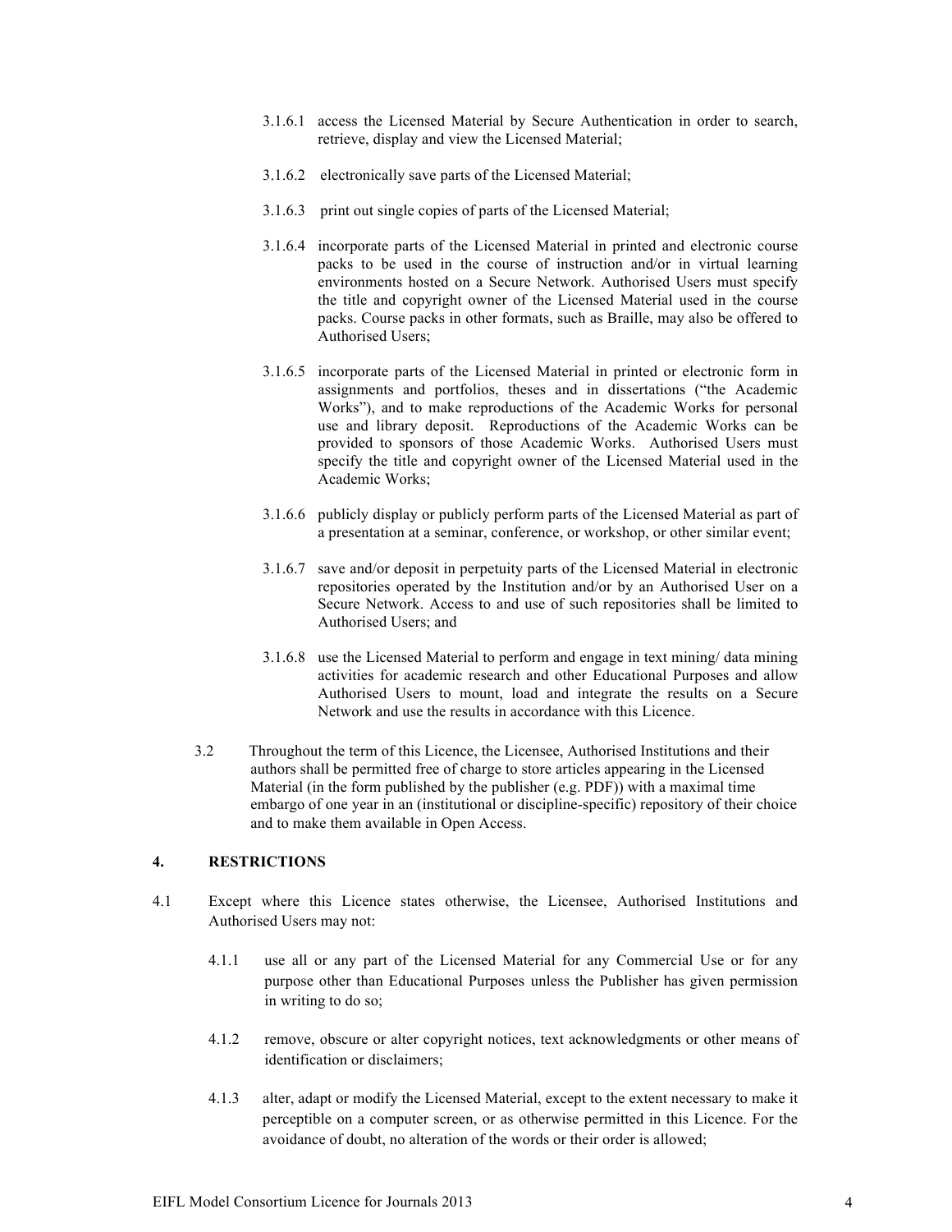3.1.6.1 access the Licensed Material by Secure Authentication in order to search, retrieve, display and view the Licensed Material;

3.1.6.2 electronically save parts of the Licensed Material;

3.1.6.3 print out single copies of parts of the Licensed Material;

3.1.6.4 incorporate parts of the Licensed Material in printed and electronic course packs to be used in the course of instruction and/or in virtual learning environments hosted on a Secure Network. Authorised Users must specify the title and copyright owner of the Licensed Material used in the course packs. Course packs in other formats, such as Braille, may also be offered to Authorised Users;

3.1.6.5 incorporate parts of the Licensed Material in printed or electronic form in assignments and portfolios, theses and in dissertations ("the Academic Works"), and to make reproductions of the Academic Works for personal use and library deposit. Reproductions of the Academic Works can be provided to sponsors of those Academic Works. Authorised Users must specify the title and copyright owner of the Licensed Material used in the Academic Works;

3.1.6.6 publicly display or publicly perform parts of the Licensed Material as part of a presentation at a seminar, conference, or workshop, or other similar event;

3.1.6.7 save and/or deposit in perpetuity parts of the Licensed Material in electronic repositories operated by the Institution and/or by an Authorised User on a Secure Network. Access to and use of such repositories shall be limited to Authorised Users; and

3.1.6.8 use the Licensed Material to perform and engage in text mining/ data mining activities for academic research and other Educational Purposes and allow Authorised Users to mount, load and integrate the results on a Secure Network and use the results in accordance with this Licence.

3.2 Throughout the term of this Licence, the Licensee, Authorised Institutions and their authors shall be permitted free of charge to store articles appearing in the Licensed Material (in the form published by the publisher (e.g. PDF)) with a maximal time embargo of one year in an (institutional or discipline-specific) repository of their choice and to make them available in Open Access.

## 4. RESTRICTIONS

4.1 Except where this Licence states otherwise, the Licensee, Authorised Institutions and Authorised Users may not:

4.1.1 use all or any part of the Licensed Material for any Commercial Use or for any purpose other than Educational Purposes unless the Publisher has given permission in writing to do so;

4.1.2 remove, obscure or alter copyright notices, text acknowledgments or other means of identification or disclaimers;

4.1.3 alter, adapt or modify the Licensed Material, except to the extent necessary to make it perceptible on a computer screen, or as otherwise permitted in this Licence. For the avoidance of doubt, no alteration of the words or their order is allowed;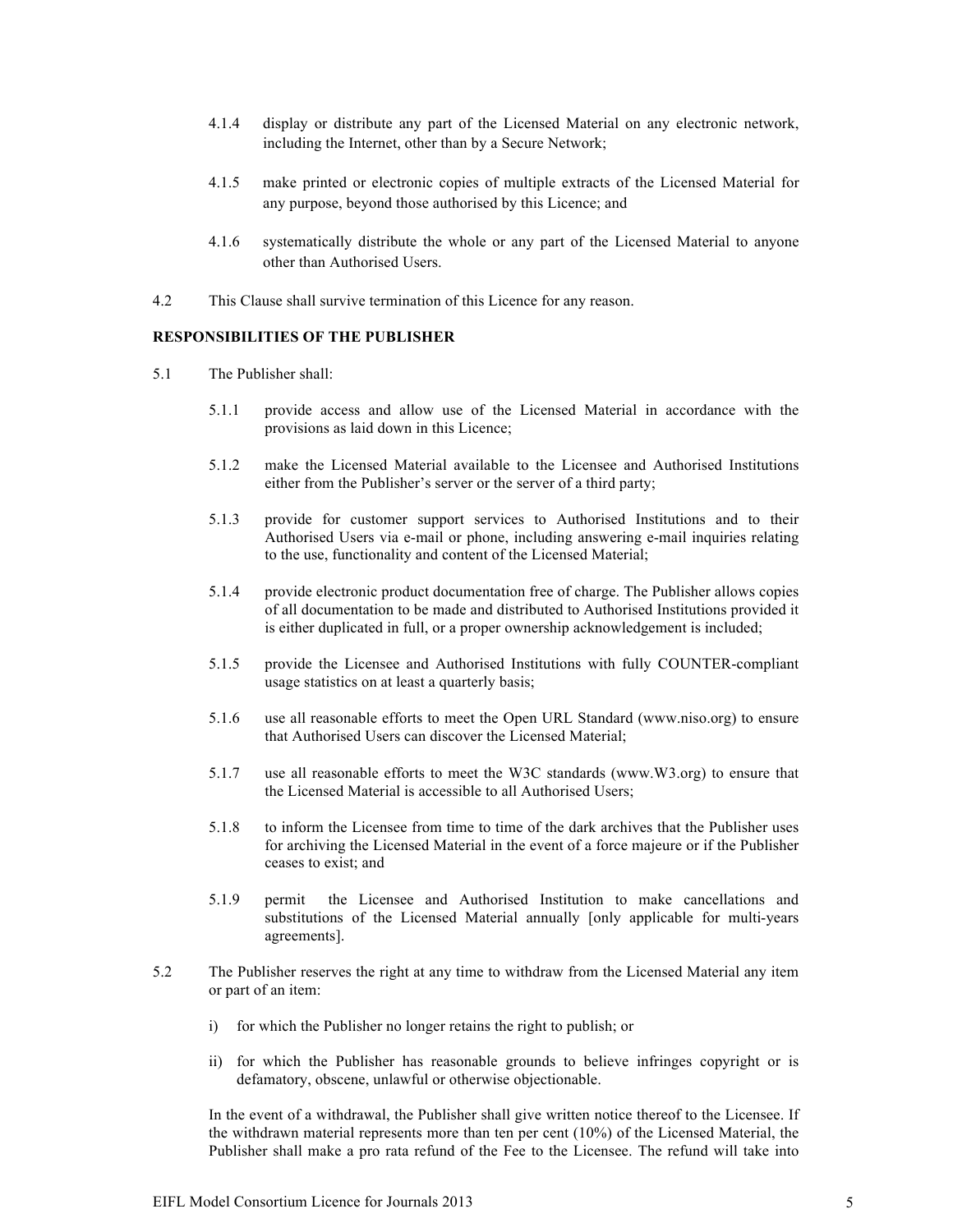4.1.4 display or distribute any part of the Licensed Material on any electronic network, including the Internet, other than by a Secure Network;

4.1.5 make printed or electronic copies of multiple extracts of the Licensed Material for any purpose, beyond those authorised by this Licence; and

4.1.6 systematically distribute the whole or any part of the Licensed Material to anyone other than Authorised Users.

4.2 This Clause shall survive termination of this Licence for any reason.

**RESPONSIBILITIES OF THE PUBLISHER**

5.1 The Publisher shall:

5.1.1 provide access and allow use of the Licensed Material in accordance with the provisions as laid down in this Licence;

5.1.2 make the Licensed Material available to the Licensee and Authorised Institutions either from the Publisher's server or the server of a third party;

5.1.3 provide for customer support services to Authorised Institutions and to their Authorised Users via e-mail or phone, including answering e-mail inquiries relating to the use, functionality and content of the Licensed Material;

5.1.4 provide electronic product documentation free of charge. The Publisher allows copies of all documentation to be made and distributed to Authorised Institutions provided it is either duplicated in full, or a proper ownership acknowledgement is included;

5.1.5 provide the Licensee and Authorised Institutions with fully COUNTER-compliant usage statistics on at least a quarterly basis;

5.1.6 use all reasonable efforts to meet the Open URL Standard (www.niso.org) to ensure that Authorised Users can discover the Licensed Material;

5.1.7 use all reasonable efforts to meet the W3C standards (www.W3.org) to ensure that the Licensed Material is accessible to all Authorised Users;

5.1.8 to inform the Licensee from time to time of the dark archives that the Publisher uses for archiving the Licensed Material in the event of a force majeure or if the Publisher ceases to exist; and

5.1.9 permit the Licensee and Authorised Institution to make cancellations and substitutions of the Licensed Material annually [only applicable for multi-years agreements].

5.2 The Publisher reserves the right at any time to withdraw from the Licensed Material any item or part of an item:

i) for which the Publisher no longer retains the right to publish; or

ii) for which the Publisher has reasonable grounds to believe infringes copyright or is defamatory, obscene, unlawful or otherwise objectionable.

In the event of a withdrawal, the Publisher shall give written notice thereof to the Licensee. If the withdrawn material represents more than ten per cent (10%) of the Licensed Material, the Publisher shall make a pro rata refund of the Fee to the Licensee. The refund will take into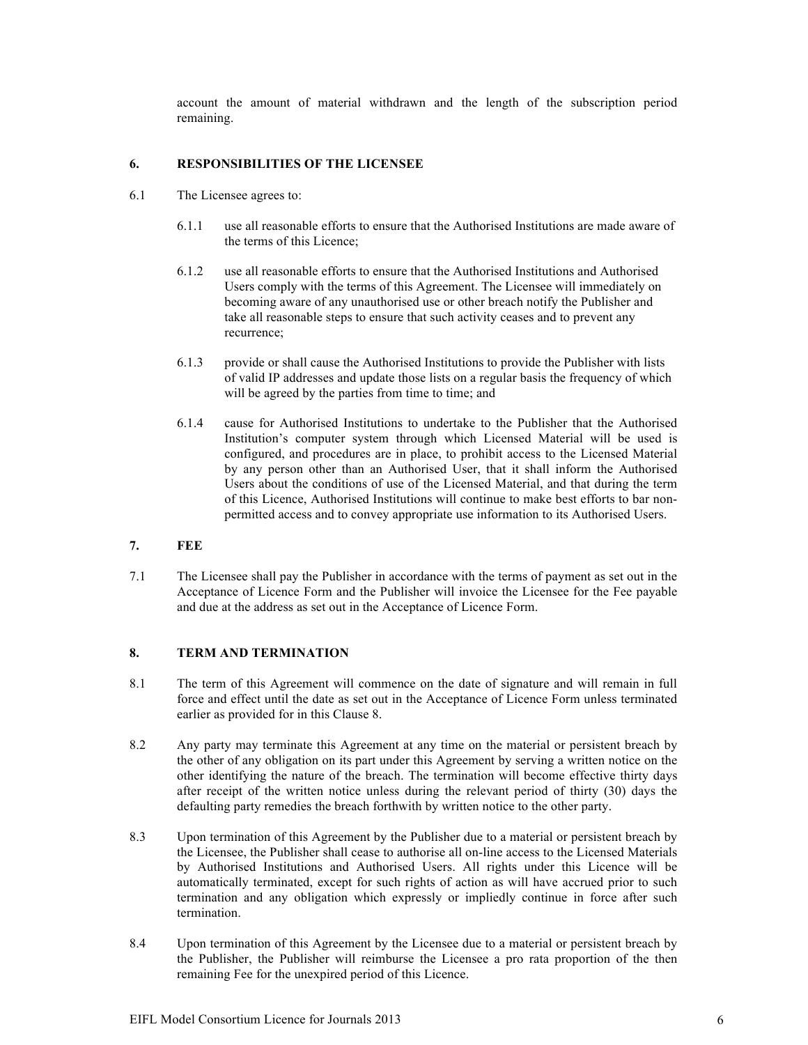account the amount of material withdrawn and the length of the subscription period remaining.

## 6. RESPONSIBILITIES OF THE LICENSEE

6.1 The Licensee agrees to:

6.1.1 use all reasonable efforts to ensure that the Authorised Institutions are made aware of the terms of this Licence;

6.1.2 use all reasonable efforts to ensure that the Authorised Institutions and Authorised Users comply with the terms of this Agreement. The Licensee will immediately on becoming aware of any unauthorised use or other breach notify the Publisher and take all reasonable steps to ensure that such activity ceases and to prevent any recurrence;

6.1.3 provide or shall cause the Authorised Institutions to provide the Publisher with lists of valid IP addresses and update those lists on a regular basis the frequency of which will be agreed by the parties from time to time; and

6.1.4 cause for Authorised Institutions to undertake to the Publisher that the Authorised Institution's computer system through which Licensed Material will be used is configured, and procedures are in place, to prohibit access to the Licensed Material by any person other than an Authorised User, that it shall inform the Authorised Users about the conditions of use of the Licensed Material, and that during the term of this Licence, Authorised Institutions will continue to make best efforts to bar non-permitted access and to convey appropriate use information to its Authorised Users.

## 7. FEE

7.1 The Licensee shall pay the Publisher in accordance with the terms of payment as set out in the Acceptance of Licence Form and the Publisher will invoice the Licensee for the Fee payable and due at the address as set out in the Acceptance of Licence Form.

## 8. TERM AND TERMINATION

8.1 The term of this Agreement will commence on the date of signature and will remain in full force and effect until the date as set out in the Acceptance of Licence Form unless terminated earlier as provided for in this Clause 8.

8.2 Any party may terminate this Agreement at any time on the material or persistent breach by the other of any obligation on its part under this Agreement by serving a written notice on the other identifying the nature of the breach. The termination will become effective thirty days after receipt of the written notice unless during the relevant period of thirty (30) days the defaulting party remedies the breach forthwith by written notice to the other party.

8.3 Upon termination of this Agreement by the Publisher due to a material or persistent breach by the Licensee, the Publisher shall cease to authorise all on-line access to the Licensed Materials by Authorised Institutions and Authorised Users. All rights under this Licence will be automatically terminated, except for such rights of action as will have accrued prior to such termination and any obligation which expressly or impliedly continue in force after such termination.

8.4 Upon termination of this Agreement by the Licensee due to a material or persistent breach by the Publisher, the Publisher will reimburse the Licensee a pro rata proportion of the then remaining Fee for the unexpired period of this Licence.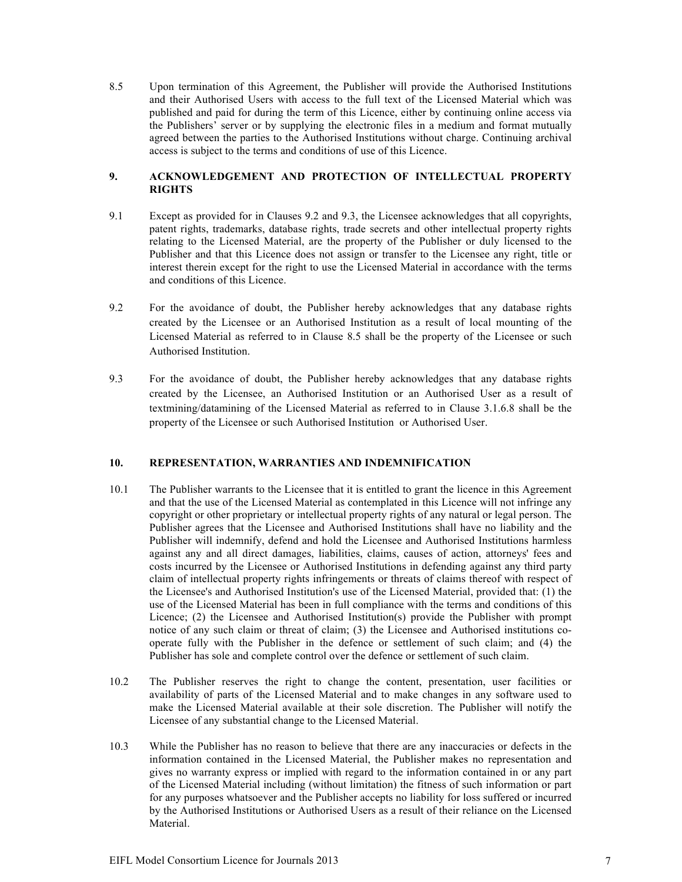8.5 Upon termination of this Agreement, the Publisher will provide the Authorised Institutions and their Authorised Users with access to the full text of the Licensed Material which was published and paid for during the term of this Licence, either by continuing online access via the Publishers' server or by supplying the electronic files in a medium and format mutually agreed between the parties to the Authorised Institutions without charge. Continuing archival access is subject to the terms and conditions of use of this Licence.

## 9. ACKNOWLEDGEMENT AND PROTECTION OF INTELLECTUAL PROPERTY RIGHTS

9.1 Except as provided for in Clauses 9.2 and 9.3, the Licensee acknowledges that all copyrights, patent rights, trademarks, database rights, trade secrets and other intellectual property rights relating to the Licensed Material, are the property of the Publisher or duly licensed to the Publisher and that this Licence does not assign or transfer to the Licensee any right, title or interest therein except for the right to use the Licensed Material in accordance with the terms and conditions of this Licence.

9.2 For the avoidance of doubt, the Publisher hereby acknowledges that any database rights created by the Licensee or an Authorised Institution as a result of local mounting of the Licensed Material as referred to in Clause 8.5 shall be the property of the Licensee or such Authorised Institution.

9.3 For the avoidance of doubt, the Publisher hereby acknowledges that any database rights created by the Licensee, an Authorised Institution or an Authorised User as a result of textmining/datamining of the Licensed Material as referred to in Clause 3.1.6.8 shall be the property of the Licensee or such Authorised Institution or Authorised User.

## 10. REPRESENTATION, WARRANTIES AND INDEMNIFICATION

10.1 The Publisher warrants to the Licensee that it is entitled to grant the licence in this Agreement and that the use of the Licensed Material as contemplated in this Licence will not infringe any copyright or other proprietary or intellectual property rights of any natural or legal person. The Publisher agrees that the Licensee and Authorised Institutions shall have no liability and the Publisher will indemnify, defend and hold the Licensee and Authorised Institutions harmless against any and all direct damages, liabilities, claims, causes of action, attorneys' fees and costs incurred by the Licensee or Authorised Institutions in defending against any third party claim of intellectual property rights infringements or threats of claims thereof with respect of the Licensee's and Authorised Institution's use of the Licensed Material, provided that: (1) the use of the Licensed Material has been in full compliance with the terms and conditions of this Licence; (2) the Licensee and Authorised Institution(s) provide the Publisher with prompt notice of any such claim or threat of claim; (3) the Licensee and Authorised institutions co-operate fully with the Publisher in the defence or settlement of such claim; and (4) the Publisher has sole and complete control over the defence or settlement of such claim.

10.2 The Publisher reserves the right to change the content, presentation, user facilities or availability of parts of the Licensed Material and to make changes in any software used to make the Licensed Material available at their sole discretion. The Publisher will notify the Licensee of any substantial change to the Licensed Material.

10.3 While the Publisher has no reason to believe that there are any inaccuracies or defects in the information contained in the Licensed Material, the Publisher makes no representation and gives no warranty express or implied with regard to the information contained in or any part of the Licensed Material including (without limitation) the fitness of such information or part for any purposes whatsoever and the Publisher accepts no liability for loss suffered or incurred by the Authorised Institutions or Authorised Users as a result of their reliance on the Licensed Material.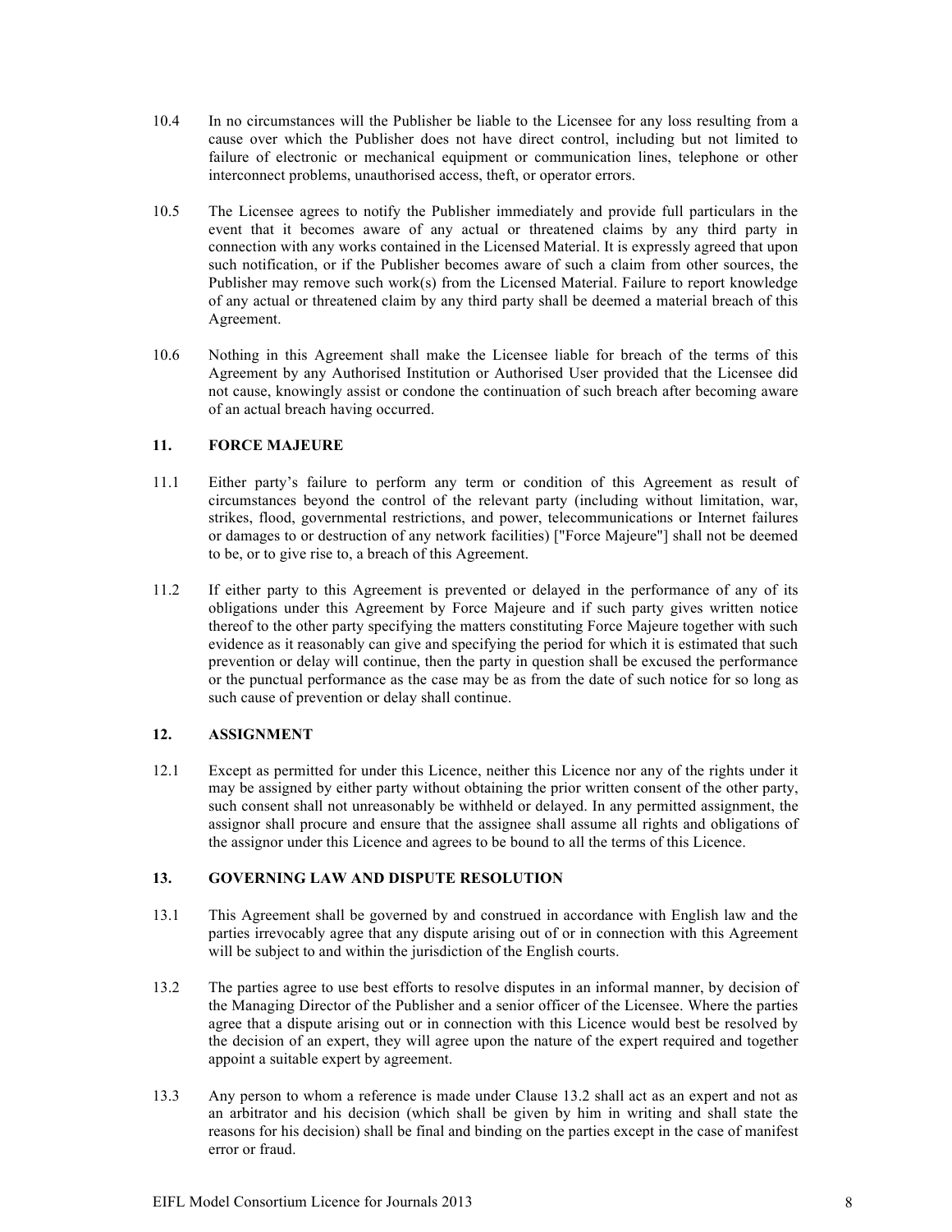10.4 In no circumstances will the Publisher be liable to the Licensee for any loss resulting from a cause over which the Publisher does not have direct control, including but not limited to failure of electronic or mechanical equipment or communication lines, telephone or other interconnect problems, unauthorised access, theft, or operator errors.

10.5 The Licensee agrees to notify the Publisher immediately and provide full particulars in the event that it becomes aware of any actual or threatened claims by any third party in connection with any works contained in the Licensed Material. It is expressly agreed that upon such notification, or if the Publisher becomes aware of such a claim from other sources, the Publisher may remove such work(s) from the Licensed Material. Failure to report knowledge of any actual or threatened claim by any third party shall be deemed a material breach of this Agreement.

10.6 Nothing in this Agreement shall make the Licensee liable for breach of the terms of this Agreement by any Authorised Institution or Authorised User provided that the Licensee did not cause, knowingly assist or condone the continuation of such breach after becoming aware of an actual breach having occurred.

## 11. FORCE MAJEURE

11.1 Either party's failure to perform any term or condition of this Agreement as result of circumstances beyond the control of the relevant party (including without limitation, war, strikes, flood, governmental restrictions, and power, telecommunications or Internet failures or damages to or destruction of any network facilities) ["Force Majeure"] shall not be deemed to be, or to give rise to, a breach of this Agreement.

11.2 If either party to this Agreement is prevented or delayed in the performance of any of its obligations under this Agreement by Force Majeure and if such party gives written notice thereof to the other party specifying the matters constituting Force Majeure together with such evidence as it reasonably can give and specifying the period for which it is estimated that such prevention or delay will continue, then the party in question shall be excused the performance or the punctual performance as the case may be as from the date of such notice for so long as such cause of prevention or delay shall continue.

## 12. ASSIGNMENT

12.1 Except as permitted for under this Licence, neither this Licence nor any of the rights under it may be assigned by either party without obtaining the prior written consent of the other party, such consent shall not unreasonably be withheld or delayed. In any permitted assignment, the assignor shall procure and ensure that the assignee shall assume all rights and obligations of the assignor under this Licence and agrees to be bound to all the terms of this Licence.

## 13. GOVERNING LAW AND DISPUTE RESOLUTION

13.1 This Agreement shall be governed by and construed in accordance with English law and the parties irrevocably agree that any dispute arising out of or in connection with this Agreement will be subject to and within the jurisdiction of the English courts.

13.2 The parties agree to use best efforts to resolve disputes in an informal manner, by decision of the Managing Director of the Publisher and a senior officer of the Licensee. Where the parties agree that a dispute arising out or in connection with this Licence would best be resolved by the decision of an expert, they will agree upon the nature of the expert required and together appoint a suitable expert by agreement.

13.3 Any person to whom a reference is made under Clause 13.2 shall act as an expert and not as an arbitrator and his decision (which shall be given by him in writing and shall state the reasons for his decision) shall be final and binding on the parties except in the case of manifest error or fraud.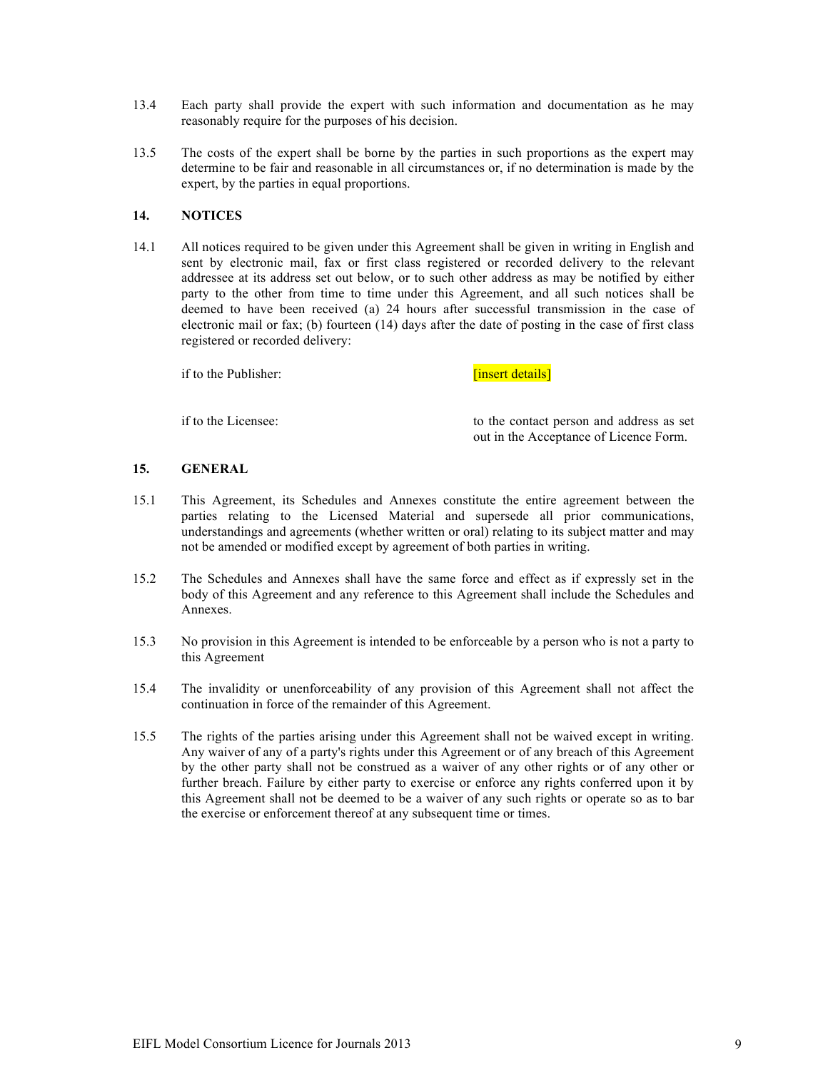13.4 Each party shall provide the expert with such information and documentation as he may reasonably require for the purposes of his decision.

13.5 The costs of the expert shall be borne by the parties in such proportions as the expert may determine to be fair and reasonable in all circumstances or, if no determination is made by the expert, by the parties in equal proportions.

## 14. NOTICES

14.1 All notices required to be given under this Agreement shall be given in writing in English and sent by electronic mail, fax or first class registered or recorded delivery to the relevant addressee at its address set out below, or to such other address as may be notified by either party to the other from time to time under this Agreement, and all such notices shall be deemed to have been received (a) 24 hours after successful transmission in the case of electronic mail or fax; (b) fourteen (14) days after the date of posting in the case of first class registered or recorded delivery:

| | |
|---|---|
| if to the Publisher: | [insert details] |
| if to the Licensee: | to the contact person and address as set out in the Acceptance of Licence Form. |

## 15. GENERAL

15.1 This Agreement, its Schedules and Annexes constitute the entire agreement between the parties relating to the Licensed Material and supersede all prior communications, understandings and agreements (whether written or oral) relating to its subject matter and may not be amended or modified except by agreement of both parties in writing.

15.2 The Schedules and Annexes shall have the same force and effect as if expressly set in the body of this Agreement and any reference to this Agreement shall include the Schedules and Annexes.

15.3 No provision in this Agreement is intended to be enforceable by a person who is not a party to this Agreement

15.4 The invalidity or unenforceability of any provision of this Agreement shall not affect the continuation in force of the remainder of this Agreement.

15.5 The rights of the parties arising under this Agreement shall not be waived except in writing. Any waiver of any of a party's rights under this Agreement or of any breach of this Agreement by the other party shall not be construed as a waiver of any other rights or of any other or further breach. Failure by either party to exercise or enforce any rights conferred upon it by this Agreement shall not be deemed to be a waiver of any such rights or operate so as to bar the exercise or enforcement thereof at any subsequent time or times.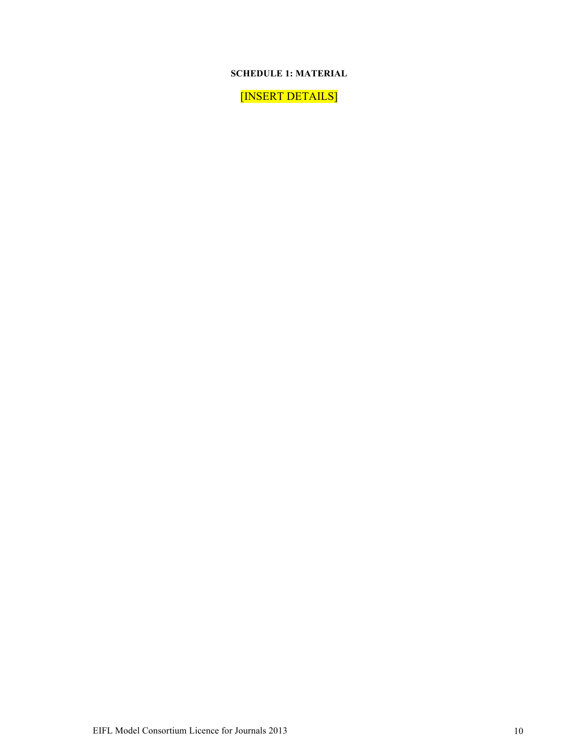**SCHEDULE 1: MATERIAL**

[INSERT DETAILS]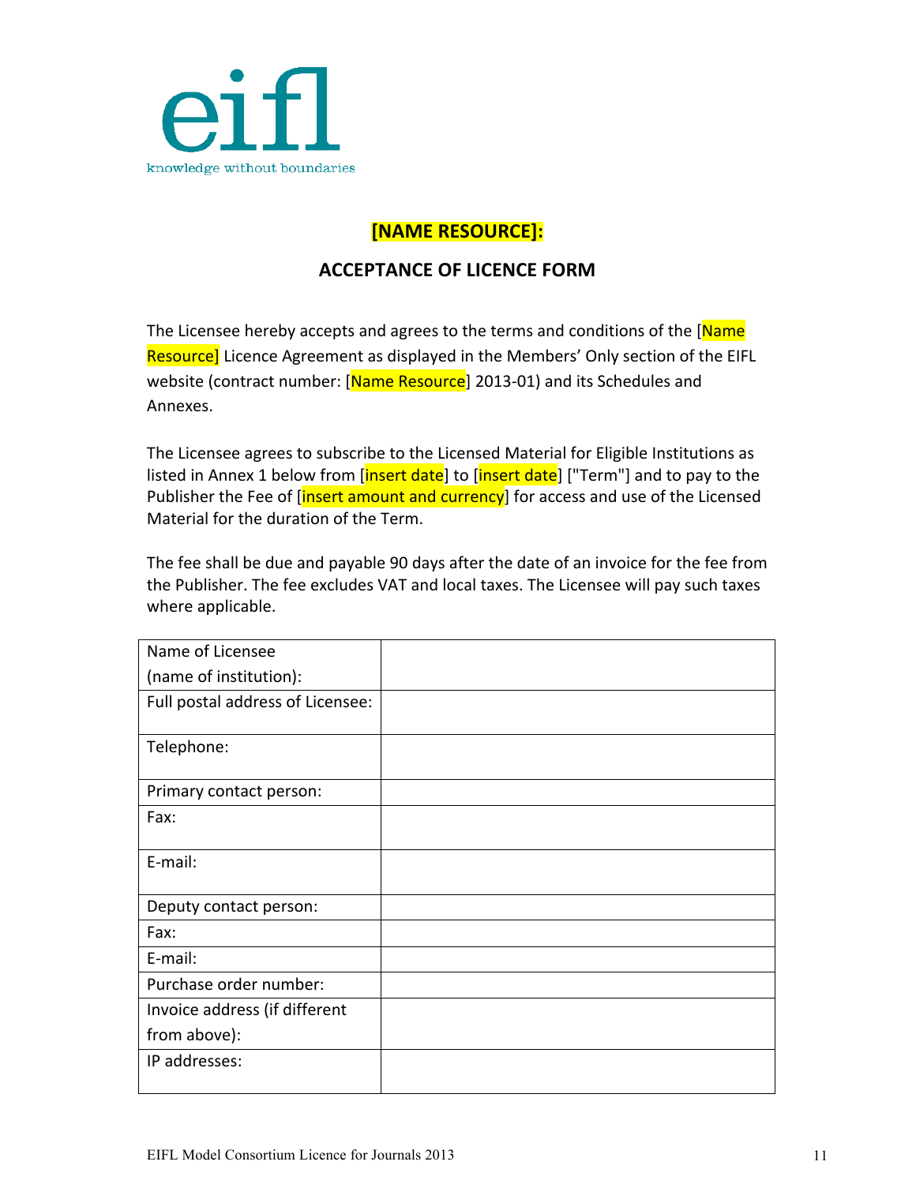eifl

knowledge without boundaries

## [NAME RESOURCE]:

## ACCEPTANCE OF LICENCE FORM

The Licensee hereby accepts and agrees to the terms and conditions of the [Name Resource] Licence Agreement as displayed in the Members' Only section of the EIFL website (contract number: [Name Resource] 2013-01) and its Schedules and Annexes.

The Licensee agrees to subscribe to the Licensed Material for Eligible Institutions as listed in Annex 1 below from [insert date] to [insert date] ["Term"] and to pay to the Publisher the Fee of [insert amount and currency] for access and use of the Licensed Material for the duration of the Term.

The fee shall be due and payable 90 days after the date of an invoice for the fee from the Publisher. The fee excludes VAT and local taxes. The Licensee will pay such taxes where applicable.

| | |
|---|---|
| Name of Licensee (name of institution): | |
| Full postal address of Licensee: | |
| Telephone: | |
| Primary contact person: | |
| Fax: | |
| E-mail: | |
| Deputy contact person: | |
| Fax: | |
| E-mail: | |
| Purchase order number: | |
| Invoice address (if different from above): | |
| IP addresses: | |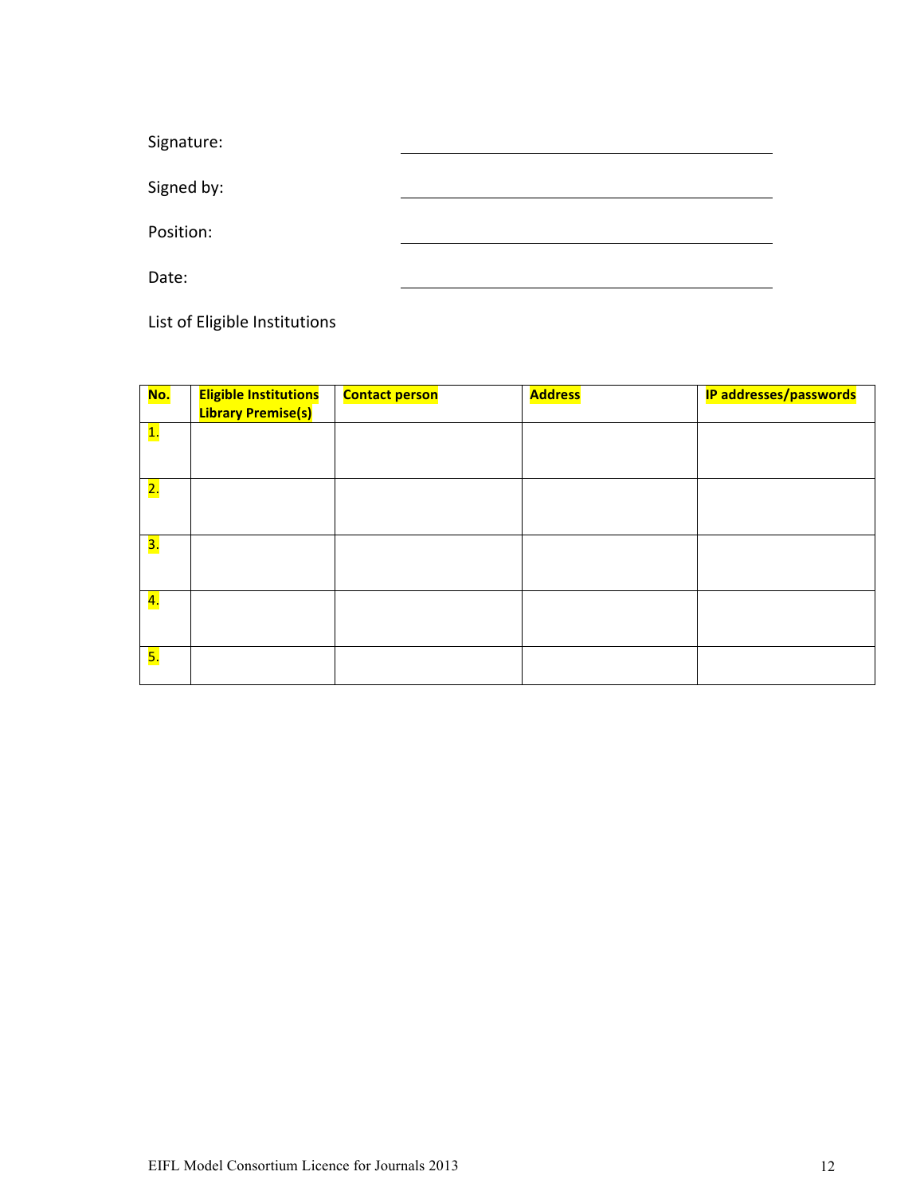Signature: \_\_\_\_\_\_\_\_\_\_\_\_\_\_\_\_\_\_\_\_\_\_\_\_\_\_\_\_\_\_\_\_

Signed by: \_\_\_\_\_\_\_\_\_\_\_\_\_\_\_\_\_\_\_\_\_\_\_\_\_\_\_\_\_\_\_\_

Position: \_\_\_\_\_\_\_\_\_\_\_\_\_\_\_\_\_\_\_\_\_\_\_\_\_\_\_\_\_\_\_\_

Date: \_\_\_\_\_\_\_\_\_\_\_\_\_\_\_\_\_\_\_\_\_\_\_\_\_\_\_\_\_\_\_\_

List of Eligible Institutions

| **No.** | **Eligible Institutions Library Premise(s)** | **Contact person** | **Address** | **IP addresses/passwords** |
|---|---|---|---|---|
| 1. | | | | |
| 2. | | | | |
| 3. | | | | |
| 4. | | | | |
| 5. | | | | |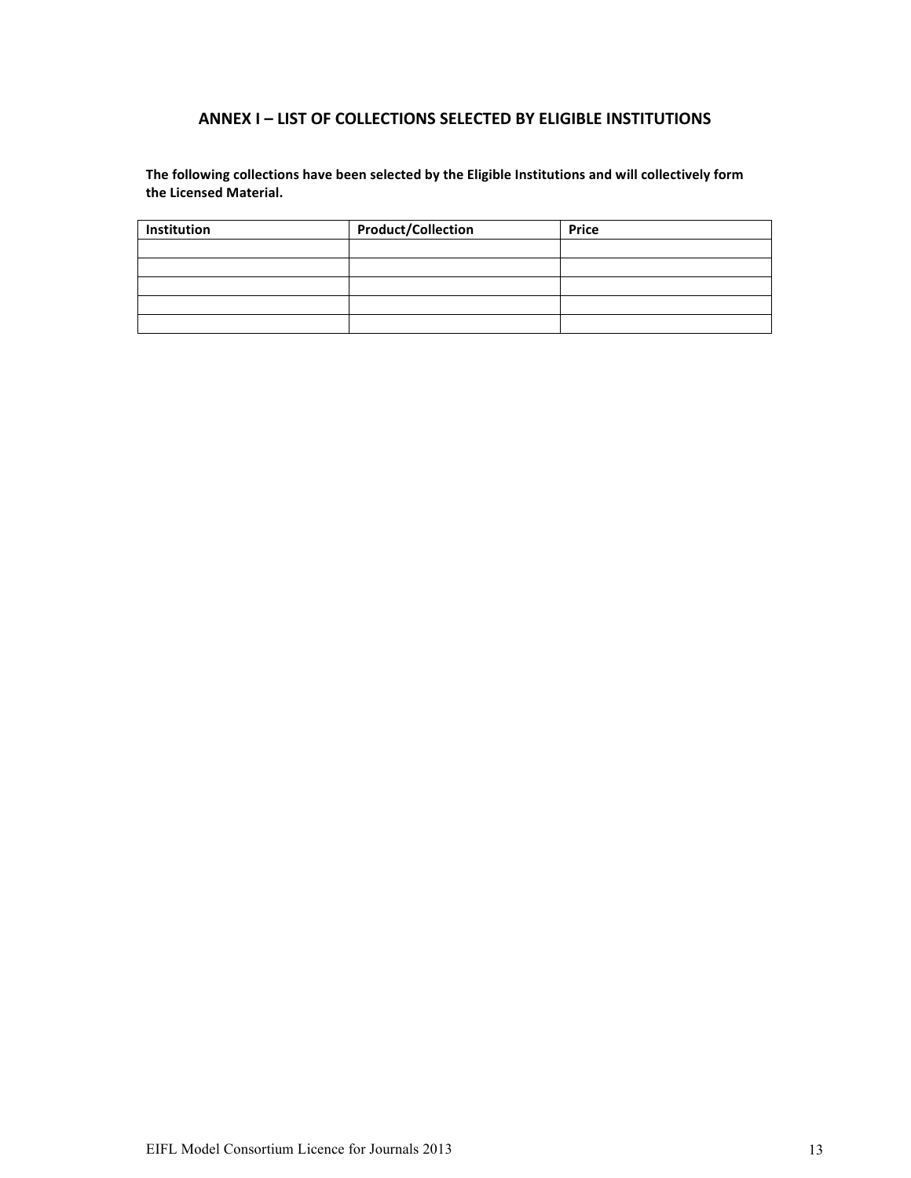## ANNEX I – LIST OF COLLECTIONS SELECTED BY ELIGIBLE INSTITUTIONS

**The following collections have been selected by the Eligible Institutions and will collectively form the Licensed Material.**

| Institution | Product/Collection | Price |
|---|---|---|
| | | |
| | | |
| | | |
| | | |
| | | |